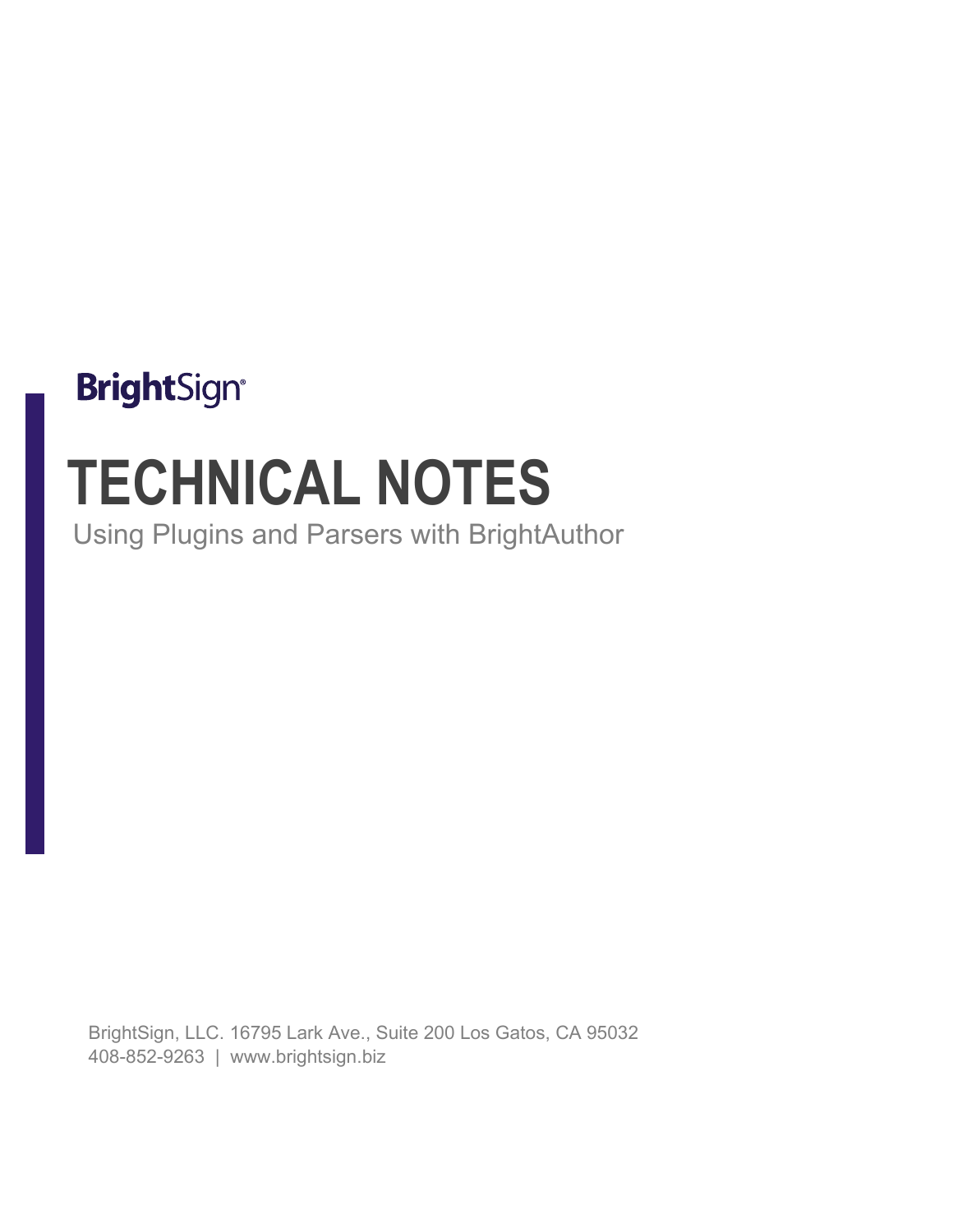BrightSign

# TECHNICAL NOTES

Using Plugins and Parsers with BrightAuthor

BrightSign, LLC. 16795 Lark Ave., Suite 200 Los Gatos, CA 95032
408-852-9263 | www.brightsign.biz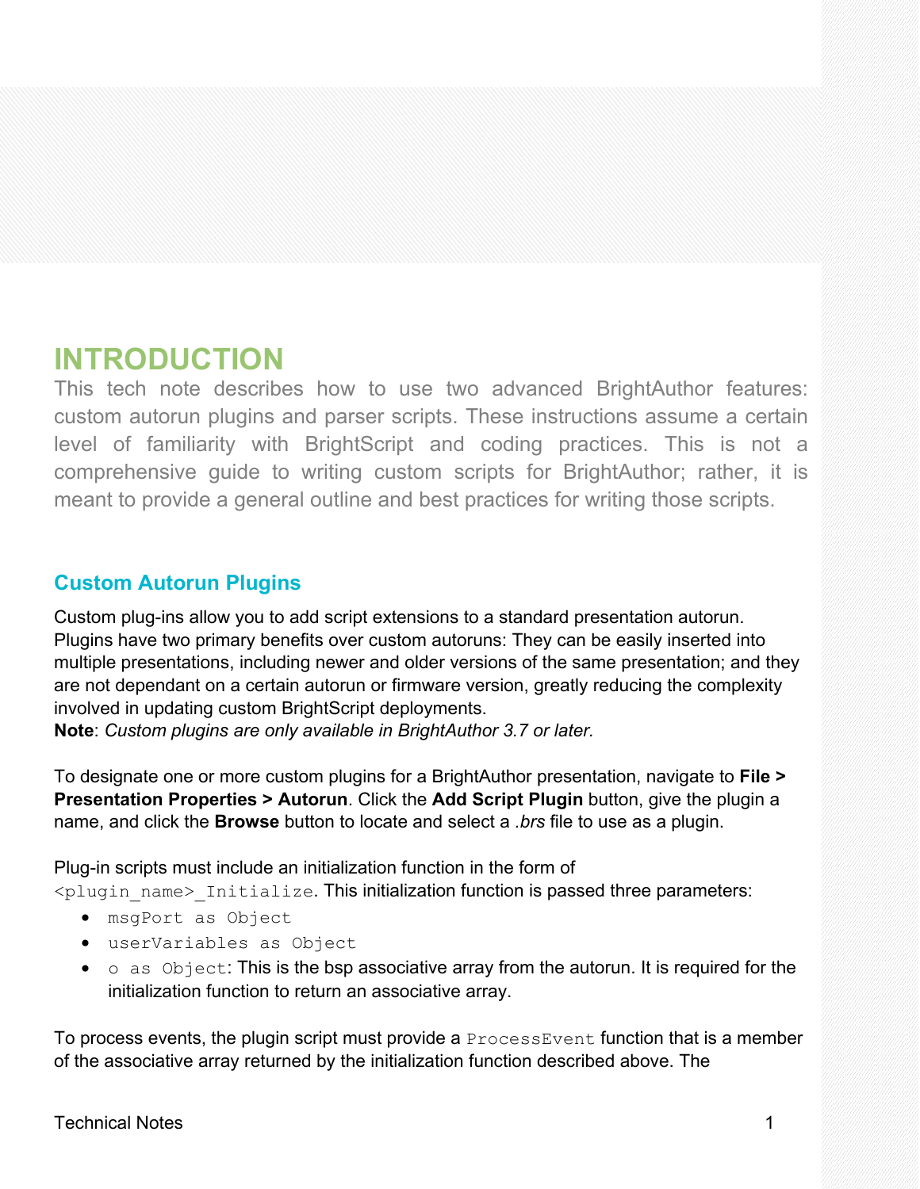# INTRODUCTION

This tech note describes how to use two advanced BrightAuthor features: custom autorun plugins and parser scripts. These instructions assume a certain level of familiarity with BrightScript and coding practices. This is not a comprehensive guide to writing custom scripts for BrightAuthor; rather, it is meant to provide a general outline and best practices for writing those scripts.

## Custom Autorun Plugins

Custom plug-ins allow you to add script extensions to a standard presentation autorun. Plugins have two primary benefits over custom autoruns: They can be easily inserted into multiple presentations, including newer and older versions of the same presentation; and they are not dependant on a certain autorun or firmware version, greatly reducing the complexity involved in updating custom BrightScript deployments.
**Note**: *Custom plugins are only available in BrightAuthor 3.7 or later.*

To designate one or more custom plugins for a BrightAuthor presentation, navigate to **File > Presentation Properties > Autorun**. Click the **Add Script Plugin** button, give the plugin a name, and click the **Browse** button to locate and select a *.brs* file to use as a plugin.

Plug-in scripts must include an initialization function in the form of `<plugin_name>_Initialize`. This initialization function is passed three parameters:

- `msgPort as Object`
- `userVariables as Object`
- `o as Object`: This is the bsp associative array from the autorun. It is required for the initialization function to return an associative array.

To process events, the plugin script must provide a `ProcessEvent` function that is a member of the associative array returned by the initialization function described above. The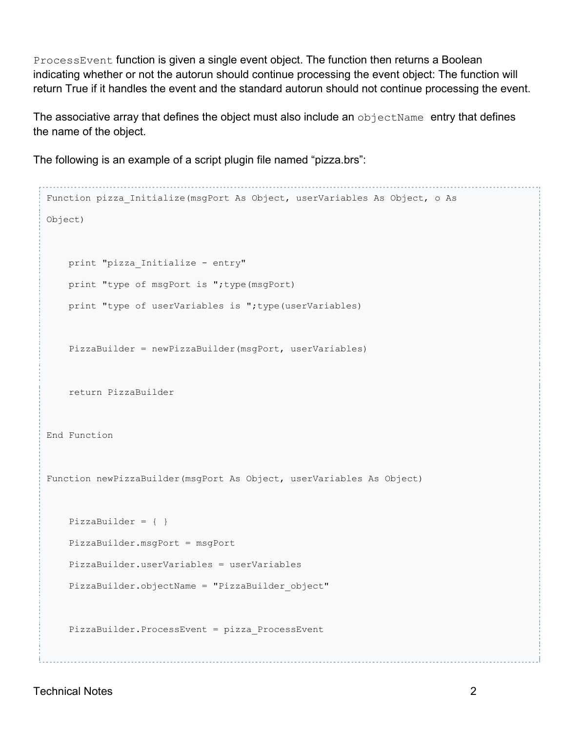`ProcessEvent` function is given a single event object. The function then returns a Boolean indicating whether or not the autorun should continue processing the event object: The function will return True if it handles the event and the standard autorun should not continue processing the event.

The associative array that defines the object must also include an `objectName` entry that defines the name of the object.

The following is an example of a script plugin file named "pizza.brs":

```
Function pizza_Initialize(msgPort As Object, userVariables As Object, o As Object)

    print "pizza_Initialize - entry"
    print "type of msgPort is ";type(msgPort)
    print "type of userVariables is ";type(userVariables)

    PizzaBuilder = newPizzaBuilder(msgPort, userVariables)

    return PizzaBuilder

End Function

Function newPizzaBuilder(msgPort As Object, userVariables As Object)

    PizzaBuilder = { }
    PizzaBuilder.msgPort = msgPort
    PizzaBuilder.userVariables = userVariables
    PizzaBuilder.objectName = "PizzaBuilder_object"

    PizzaBuilder.ProcessEvent = pizza_ProcessEvent
```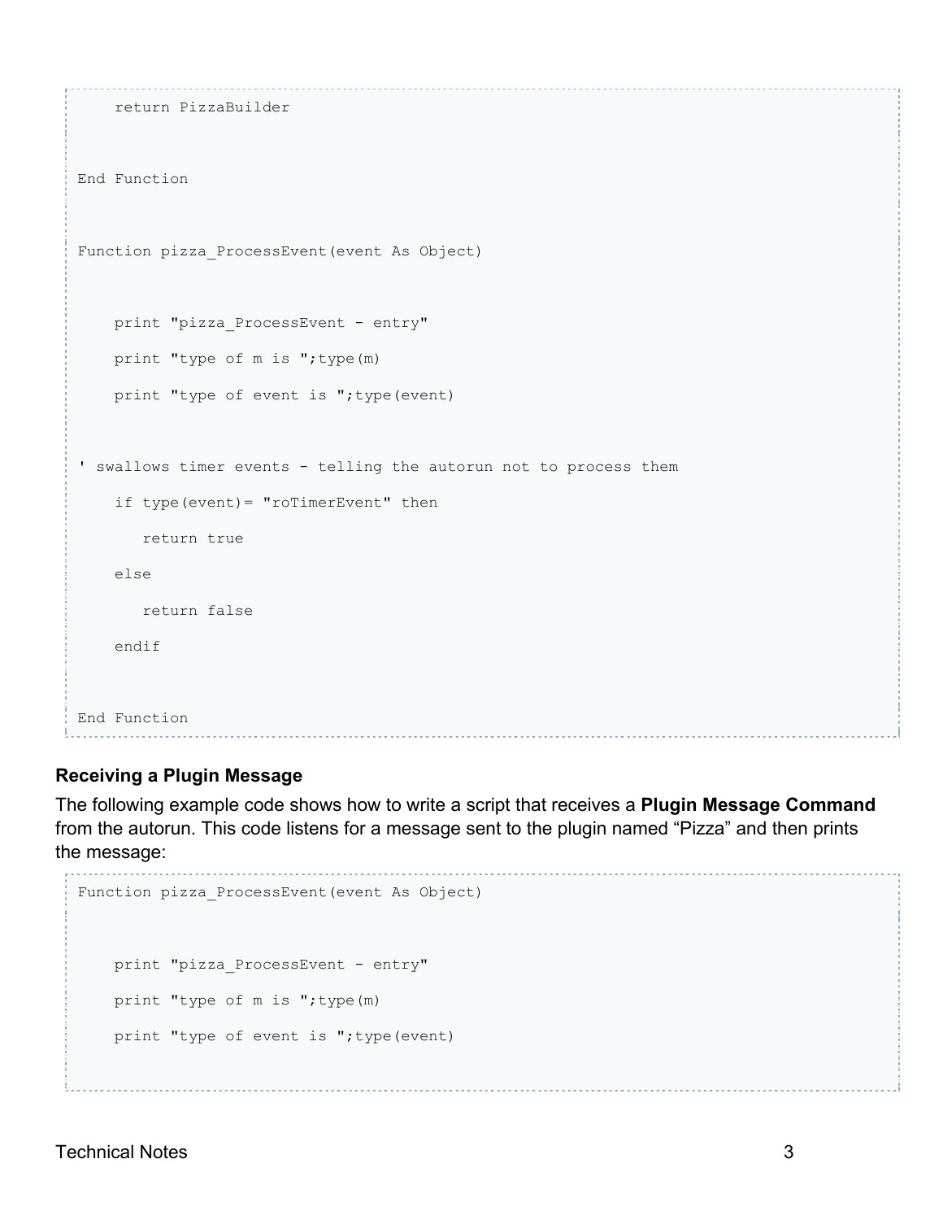```
    return PizzaBuilder

End Function

Function pizza_ProcessEvent(event As Object)

    print "pizza_ProcessEvent - entry"
    print "type of m is ";type(m)
    print "type of event is ";type(event)

' swallows timer events - telling the autorun not to process them
    if type(event)= "roTimerEvent" then
       return true
    else
       return false
    endif

End Function
```

### Receiving a Plugin Message

The following example code shows how to write a script that receives a **Plugin Message Command** from the autorun. This code listens for a message sent to the plugin named "Pizza" and then prints the message:

```
Function pizza_ProcessEvent(event As Object)

    print "pizza_ProcessEvent - entry"
    print "type of m is ";type(m)
    print "type of event is ";type(event)
```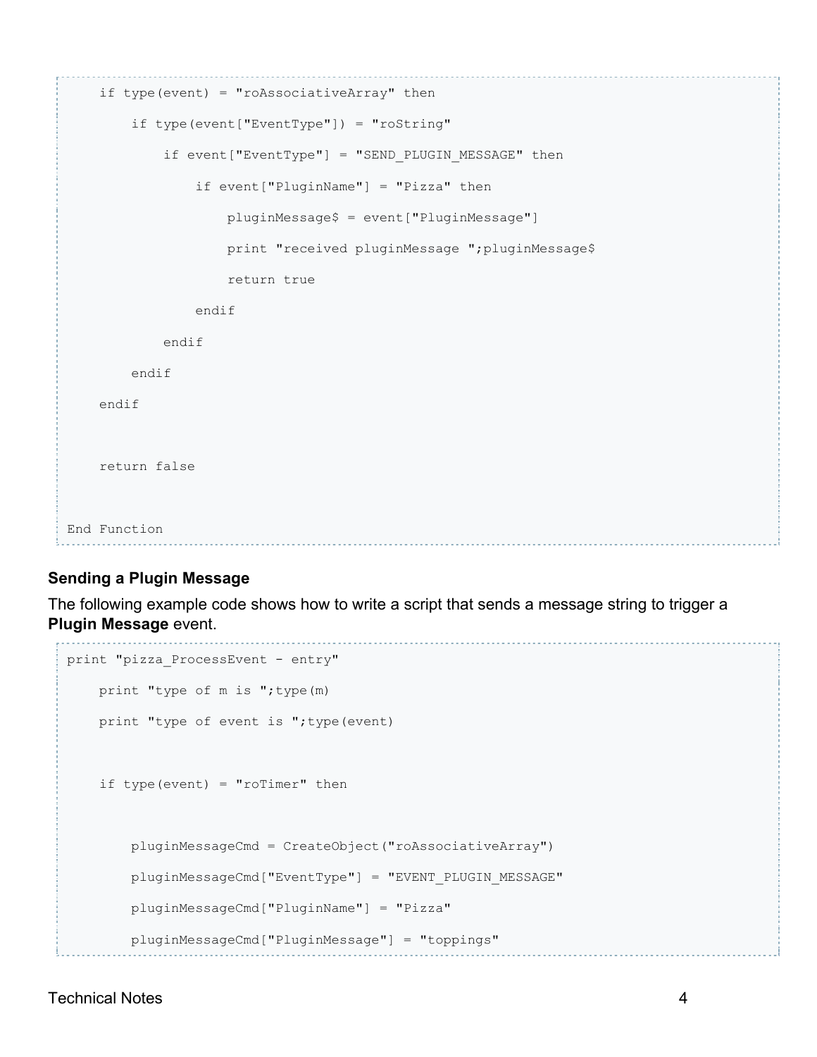```
    if type(event) = "roAssociativeArray" then

        if type(event["EventType"]) = "roString"

            if event["EventType"] = "SEND_PLUGIN_MESSAGE" then

                if event["PluginName"] = "Pizza" then

                    pluginMessage$ = event["PluginMessage"]

                    print "received pluginMessage ";pluginMessage$

                    return true

                endif

            endif

        endif

    endif


    return false


End Function
```

**Sending a Plugin Message**

The following example code shows how to write a script that sends a message string to trigger a **Plugin Message** event.

```
print "pizza_ProcessEvent - entry"

    print "type of m is ";type(m)

    print "type of event is ";type(event)


    if type(event) = "roTimer" then


        pluginMessageCmd = CreateObject("roAssociativeArray")

        pluginMessageCmd["EventType"] = "EVENT_PLUGIN_MESSAGE"

        pluginMessageCmd["PluginName"] = "Pizza"

        pluginMessageCmd["PluginMessage"] = "toppings"
```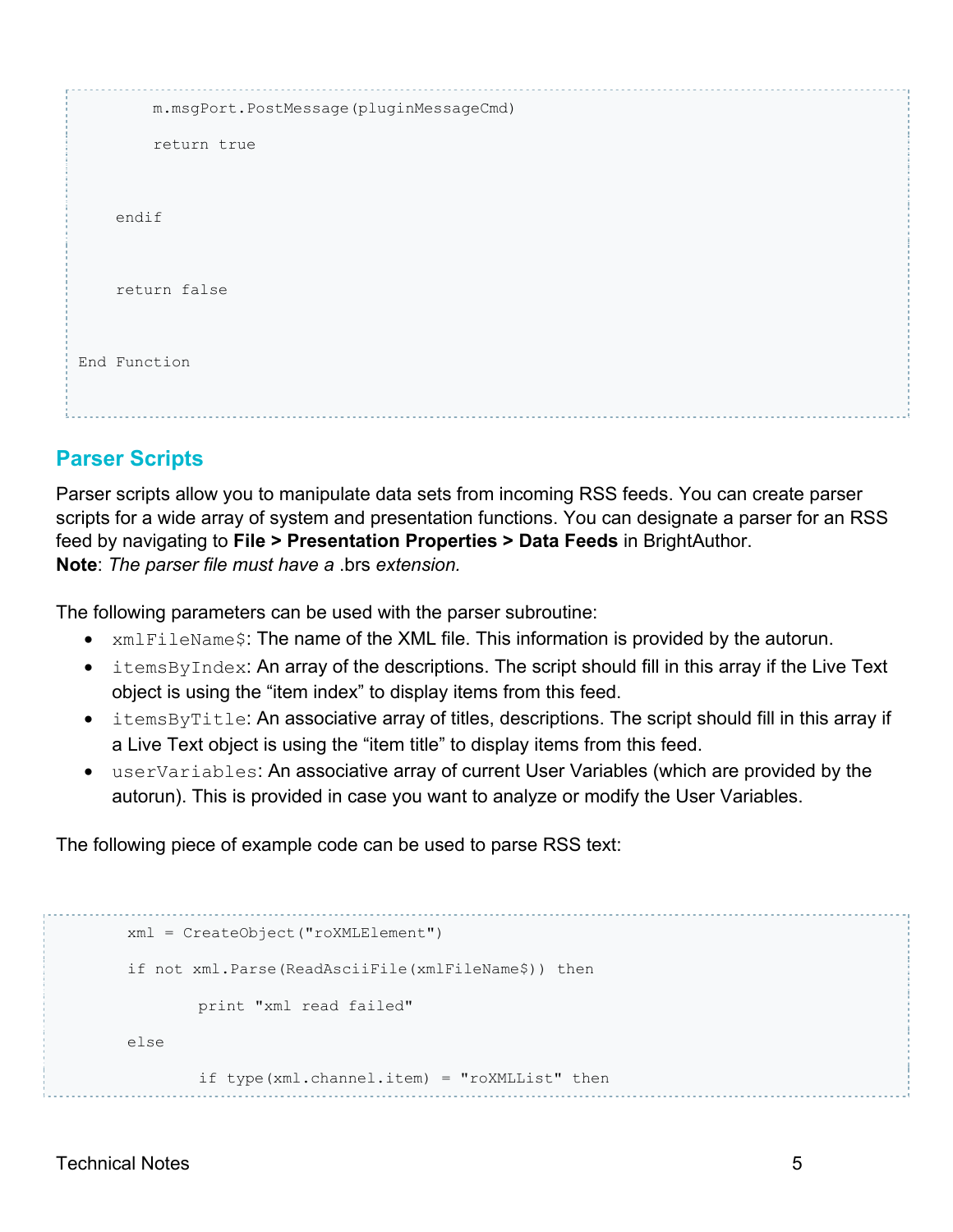```
        m.msgPort.PostMessage(pluginMessageCmd)

        return true


    endif


    return false


End Function
```

## Parser Scripts

Parser scripts allow you to manipulate data sets from incoming RSS feeds. You can create parser scripts for a wide array of system and presentation functions. You can designate a parser for an RSS feed by navigating to **File > Presentation Properties > Data Feeds** in BrightAuthor.
**Note**: *The parser file must have a* .brs *extension.*

The following parameters can be used with the parser subroutine:

- `xmlFileName$`: The name of the XML file. This information is provided by the autorun.
- `itemsByIndex`: An array of the descriptions. The script should fill in this array if the Live Text object is using the “item index” to display items from this feed.
- `itemsByTitle`: An associative array of titles, descriptions. The script should fill in this array if a Live Text object is using the “item title” to display items from this feed.
- `userVariables`: An associative array of current User Variables (which are provided by the autorun). This is provided in case you want to analyze or modify the User Variables.

The following piece of example code can be used to parse RSS text:

```
    xml = CreateObject("roXMLElement")

    if not xml.Parse(ReadAsciiFile(xmlFileName$)) then

            print "xml read failed"

    else

            if type(xml.channel.item) = "roXMLList" then
```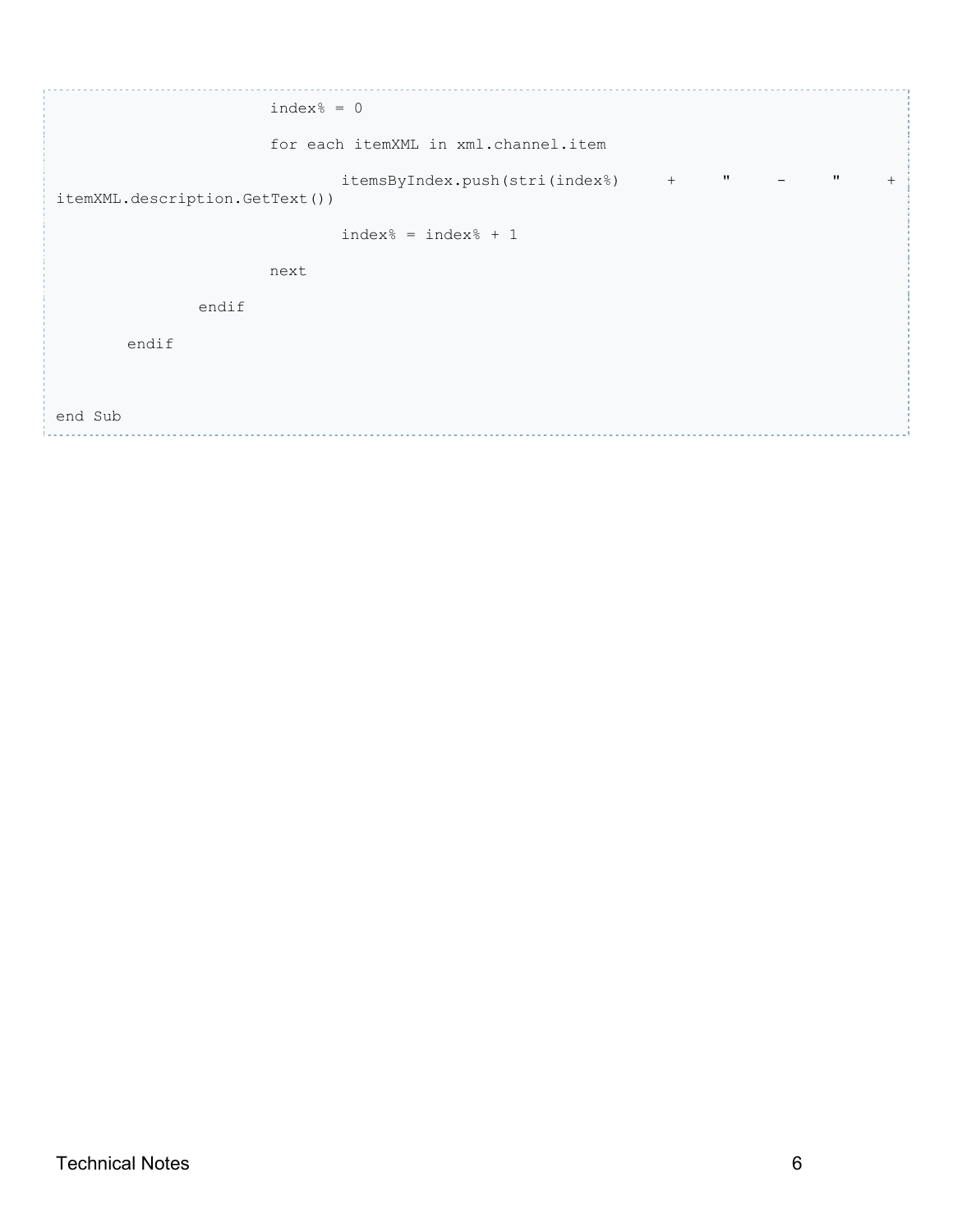```
                        index% = 0

                        for each itemXML in xml.channel.item

                                itemsByIndex.push(stri(index%)      +      "      -      "      +
itemXML.description.GetText())

                                index% = index% + 1

                        next

                endif

        endif


end Sub
```